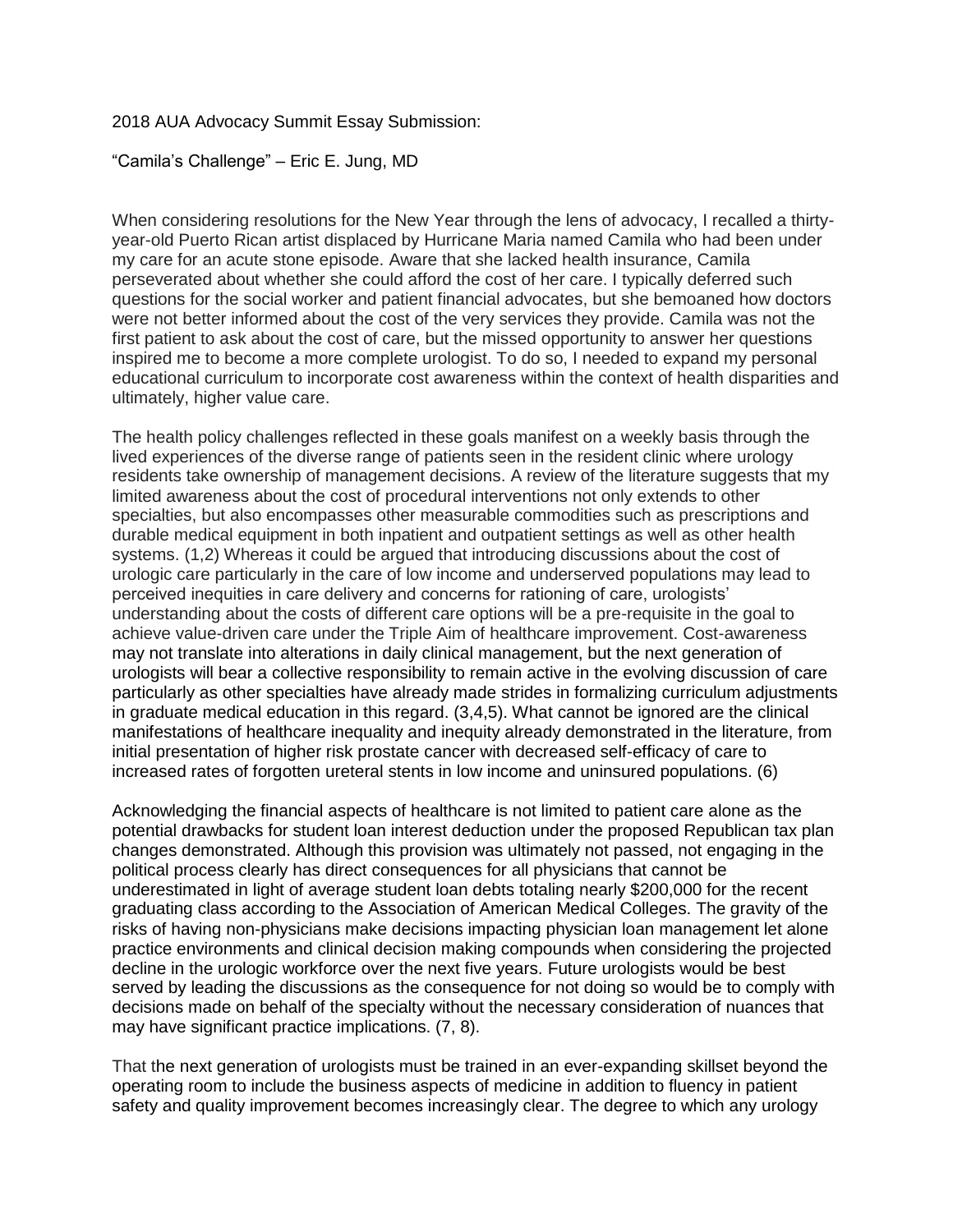2018 AUA Advocacy Summit Essay Submission:

"Camila's Challenge" – Eric E. Jung, MD

When considering resolutions for the New Year through the lens of advocacy, I recalled a thirty-year-old Puerto Rican artist displaced by Hurricane Maria named Camila who had been under my care for an acute stone episode. Aware that she lacked health insurance, Camila perseverated about whether she could afford the cost of her care. I typically deferred such questions for the social worker and patient financial advocates, but she bemoaned how doctors were not better informed about the cost of the very services they provide. Camila was not the first patient to ask about the cost of care, but the missed opportunity to answer her questions inspired me to become a more complete urologist. To do so, I needed to expand my personal educational curriculum to incorporate cost awareness within the context of health disparities and ultimately, higher value care.

The health policy challenges reflected in these goals manifest on a weekly basis through the lived experiences of the diverse range of patients seen in the resident clinic where urology residents take ownership of management decisions. A review of the literature suggests that my limited awareness about the cost of procedural interventions not only extends to other specialties, but also encompasses other measurable commodities such as prescriptions and durable medical equipment in both inpatient and outpatient settings as well as other health systems. (1,2) Whereas it could be argued that introducing discussions about the cost of urologic care particularly in the care of low income and underserved populations may lead to perceived inequities in care delivery and concerns for rationing of care, urologists' understanding about the costs of different care options will be a pre-requisite in the goal to achieve value-driven care under the Triple Aim of healthcare improvement. Cost-awareness may not translate into alterations in daily clinical management, but the next generation of urologists will bear a collective responsibility to remain active in the evolving discussion of care particularly as other specialties have already made strides in formalizing curriculum adjustments in graduate medical education in this regard. (3,4,5). What cannot be ignored are the clinical manifestations of healthcare inequality and inequity already demonstrated in the literature, from initial presentation of higher risk prostate cancer with decreased self-efficacy of care to increased rates of forgotten ureteral stents in low income and uninsured populations. (6)

Acknowledging the financial aspects of healthcare is not limited to patient care alone as the potential drawbacks for student loan interest deduction under the proposed Republican tax plan changes demonstrated. Although this provision was ultimately not passed, not engaging in the political process clearly has direct consequences for all physicians that cannot be underestimated in light of average student loan debts totaling nearly $200,000 for the recent graduating class according to the Association of American Medical Colleges. The gravity of the risks of having non-physicians make decisions impacting physician loan management let alone practice environments and clinical decision making compounds when considering the projected decline in the urologic workforce over the next five years. Future urologists would be best served by leading the discussions as the consequence for not doing so would be to comply with decisions made on behalf of the specialty without the necessary consideration of nuances that may have significant practice implications. (7, 8).

That the next generation of urologists must be trained in an ever-expanding skillset beyond the operating room to include the business aspects of medicine in addition to fluency in patient safety and quality improvement becomes increasingly clear. The degree to which any urology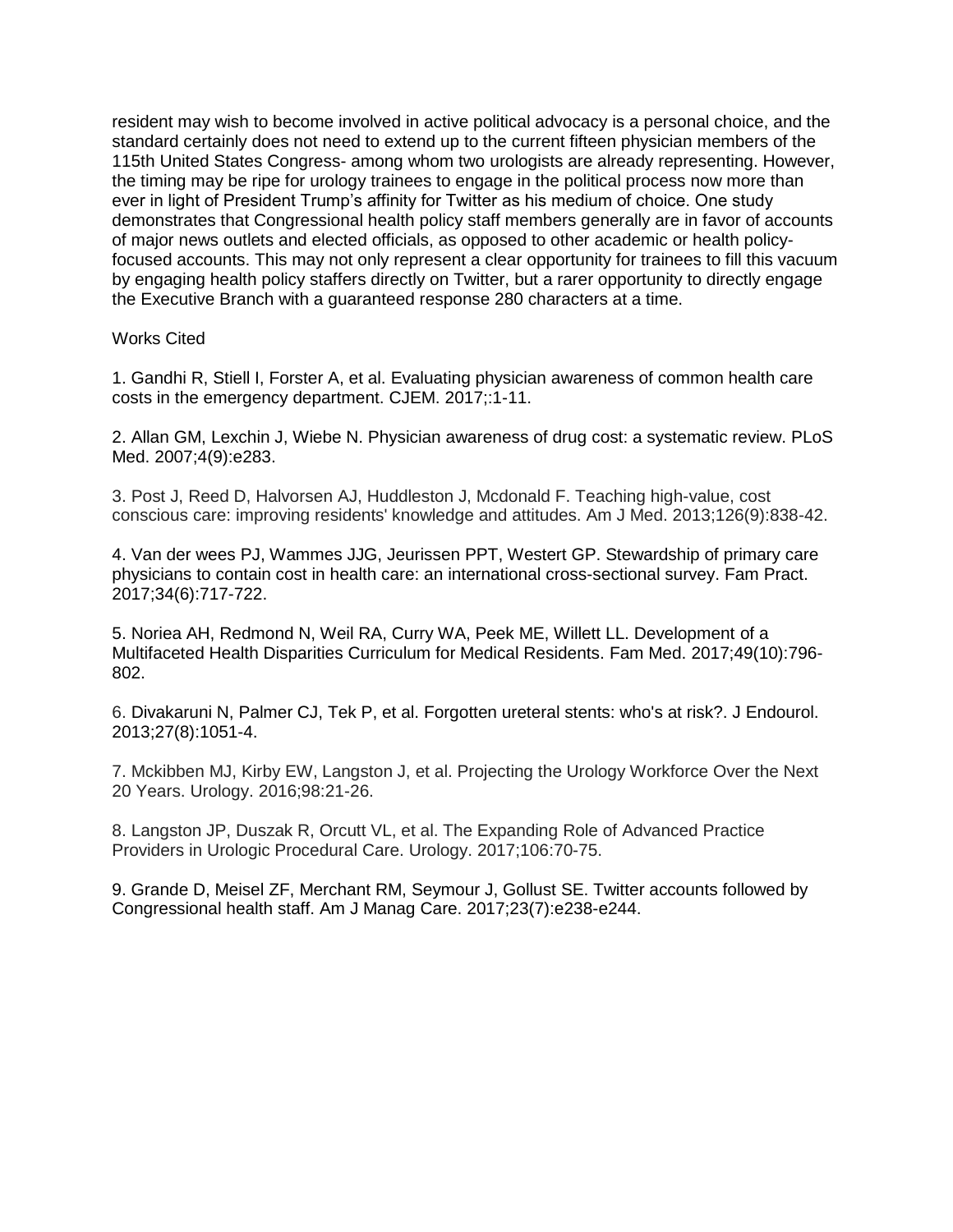resident may wish to become involved in active political advocacy is a personal choice, and the standard certainly does not need to extend up to the current fifteen physician members of the 115th United States Congress- among whom two urologists are already representing. However, the timing may be ripe for urology trainees to engage in the political process now more than ever in light of President Trump's affinity for Twitter as his medium of choice. One study demonstrates that Congressional health policy staff members generally are in favor of accounts of major news outlets and elected officials, as opposed to other academic or health policy-focused accounts. This may not only represent a clear opportunity for trainees to fill this vacuum by engaging health policy staffers directly on Twitter, but a rarer opportunity to directly engage the Executive Branch with a guaranteed response 280 characters at a time.

Works Cited

1. Gandhi R, Stiell I, Forster A, et al. Evaluating physician awareness of common health care costs in the emergency department. CJEM. 2017;:1-11.

2. Allan GM, Lexchin J, Wiebe N. Physician awareness of drug cost: a systematic review. PLoS Med. 2007;4(9):e283.

3. Post J, Reed D, Halvorsen AJ, Huddleston J, Mcdonald F. Teaching high-value, cost conscious care: improving residents' knowledge and attitudes. Am J Med. 2013;126(9):838-42.

4. Van der wees PJ, Wammes JJG, Jeurissen PPT, Westert GP. Stewardship of primary care physicians to contain cost in health care: an international cross-sectional survey. Fam Pract. 2017;34(6):717-722.

5. Noriea AH, Redmond N, Weil RA, Curry WA, Peek ME, Willett LL. Development of a Multifaceted Health Disparities Curriculum for Medical Residents. Fam Med. 2017;49(10):796-802.

6. Divakaruni N, Palmer CJ, Tek P, et al. Forgotten ureteral stents: who's at risk?. J Endourol. 2013;27(8):1051-4.

7. Mckibben MJ, Kirby EW, Langston J, et al. Projecting the Urology Workforce Over the Next 20 Years. Urology. 2016;98:21-26.

8. Langston JP, Duszak R, Orcutt VL, et al. The Expanding Role of Advanced Practice Providers in Urologic Procedural Care. Urology. 2017;106:70-75.

9. Grande D, Meisel ZF, Merchant RM, Seymour J, Gollust SE. Twitter accounts followed by Congressional health staff. Am J Manag Care. 2017;23(7):e238-e244.